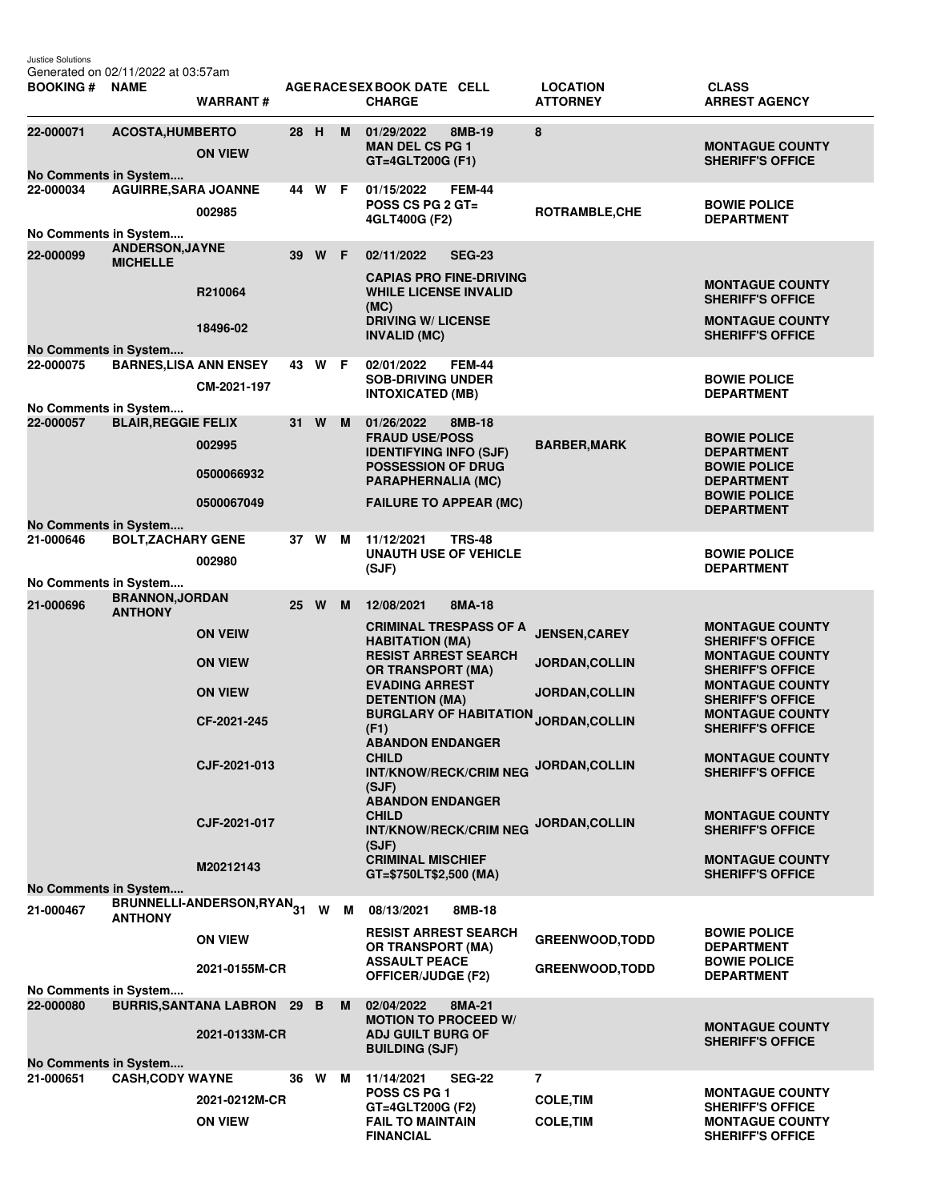Justice Solutions
Generated on 02/11/2022 at 03:57am

| BOOKING # | NAME | WARRANT # | AGE | RACE | SEX | BOOK DATE | CELL | CHARGE | LOCATION | ATTORNEY | CLASS | ARREST AGENCY |
|---|---|---|---|---|---|---|---|---|---|---|---|---|
| 22-000071 | ACOSTA,HUMBERTO | | 28 | H | M | 01/29/2022 | 8MB-19 | | 8 | | | |
| | | ON VIEW | | | | | | MAN DEL CS PG 1 GT=4GLT200G (F1) | | | | MONTAGUE COUNTY SHERIFF'S OFFICE |
| No Comments in System.... | | | | | | | | | | | | |
| 22-000034 | AGUIRRE,SARA JOANNE | | 44 | W | F | 01/15/2022 | FEM-44 | | | | | |
| | | 002985 | | | | | | POSS CS PG 2 GT= 4GLT400G (F2) | | ROTRAMBLE,CHE | | BOWIE POLICE DEPARTMENT |
| No Comments in System.... | | | | | | | | | | | | |
| 22-000099 | ANDERSON,JAYNE MICHELLE | | 39 | W | F | 02/11/2022 | SEG-23 | | | | | |
| | | R210064 | | | | | | CAPIAS PRO FINE-DRIVING WHILE LICENSE INVALID (MC) | | | | MONTAGUE COUNTY SHERIFF'S OFFICE |
| | | 18496-02 | | | | | | DRIVING W/ LICENSE INVALID (MC) | | | | MONTAGUE COUNTY SHERIFF'S OFFICE |
| No Comments in System.... | | | | | | | | | | | | |
| 22-000075 | BARNES,LISA ANN ENSEY | | 43 | W | F | 02/01/2022 | FEM-44 | | | | | |
| | | CM-2021-197 | | | | | | SOB-DRIVING UNDER INTOXICATED (MB) | | | | BOWIE POLICE DEPARTMENT |
| No Comments in System.... | | | | | | | | | | | | |
| 22-000057 | BLAIR,REGGIE FELIX | | 31 | W | M | 01/26/2022 | 8MB-18 | | | | | |
| | | 002995 | | | | | | FRAUD USE/POSS IDENTIFYING INFO (SJF) | | BARBER,MARK | | BOWIE POLICE DEPARTMENT |
| | | 0500066932 | | | | | | POSSESSION OF DRUG PARAPHERNALIA (MC) | | | | BOWIE POLICE DEPARTMENT |
| | | 0500067049 | | | | | | FAILURE TO APPEAR (MC) | | | | BOWIE POLICE DEPARTMENT |
| No Comments in System.... | | | | | | | | | | | | |
| 21-000646 | BOLT,ZACHARY GENE | | 37 | W | M | 11/12/2021 | TRS-48 | | | | | |
| | | 002980 | | | | | | UNAUTH USE OF VEHICLE (SJF) | | | | BOWIE POLICE DEPARTMENT |
| No Comments in System.... | | | | | | | | | | | | |
| 21-000696 | BRANNON,JORDAN ANTHONY | | 25 | W | M | 12/08/2021 | 8MA-18 | | | | | |
| | | ON VEIW | | | | | | CRIMINAL TRESPASS OF A HABITATION (MA) | | JENSEN,CAREY | | MONTAGUE COUNTY SHERIFF'S OFFICE |
| | | ON VIEW | | | | | | RESIST ARREST SEARCH OR TRANSPORT (MA) | | JORDAN,COLLIN | | MONTAGUE COUNTY SHERIFF'S OFFICE |
| | | ON VIEW | | | | | | EVADING ARREST DETENTION (MA) | | JORDAN,COLLIN | | MONTAGUE COUNTY SHERIFF'S OFFICE |
| | | CF-2021-245 | | | | | | BURGLARY OF HABITATION (F1) | | JORDAN,COLLIN | | MONTAGUE COUNTY SHERIFF'S OFFICE |
| | | CJF-2021-013 | | | | | | ABANDON ENDANGER CHILD INT/KNOW/RECK/CRIM NEG (SJF) | | JORDAN,COLLIN | | MONTAGUE COUNTY SHERIFF'S OFFICE |
| | | CJF-2021-017 | | | | | | ABANDON ENDANGER CHILD INT/KNOW/RECK/CRIM NEG (SJF) | | JORDAN,COLLIN | | MONTAGUE COUNTY SHERIFF'S OFFICE |
| | | M20212143 | | | | | | CRIMINAL MISCHIEF GT=$750LT$2,500 (MA) | | | | MONTAGUE COUNTY SHERIFF'S OFFICE |
| No Comments in System.... | | | | | | | | | | | | |
| 21-000467 | BRUNNELLI-ANDERSON,RYAN ANTHONY | | 31 | W | M | 08/13/2021 | 8MB-18 | | | | | |
| | | ON VIEW | | | | | | RESIST ARREST SEARCH OR TRANSPORT (MA) | | GREENWOOD,TODD | | BOWIE POLICE DEPARTMENT |
| | | 2021-0155M-CR | | | | | | ASSAULT PEACE OFFICER/JUDGE (F2) | | GREENWOOD,TODD | | BOWIE POLICE DEPARTMENT |
| No Comments in System.... | | | | | | | | | | | | |
| 22-000080 | BURRIS,SANTANA LABRON | | 29 | B | M | 02/04/2022 | 8MA-21 | | | | | |
| | | 2021-0133M-CR | | | | | | MOTION TO PROCEED W/ ADJ GUILT BURG OF BUILDING (SJF) | | | | MONTAGUE COUNTY SHERIFF'S OFFICE |
| No Comments in System.... | | | | | | | | | | | | |
| 21-000651 | CASH,CODY WAYNE | | 36 | W | M | 11/14/2021 | SEG-22 | | 7 | | | |
| | | 2021-0212M-CR | | | | | | POSS CS PG 1 GT=4GLT200G (F2) | | COLE,TIM | | MONTAGUE COUNTY SHERIFF'S OFFICE |
| | | ON VIEW | | | | | | FAIL TO MAINTAIN FINANCIAL | | COLE,TIM | | MONTAGUE COUNTY SHERIFF'S OFFICE |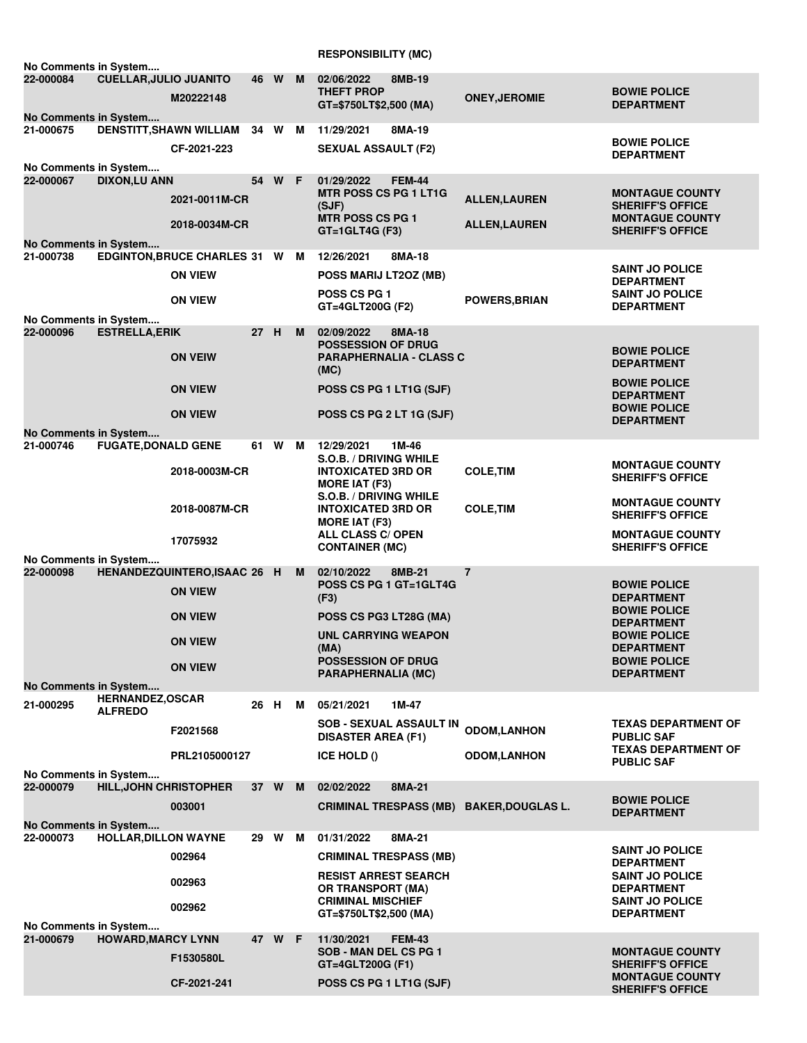RESPONSIBILITY (MC)

No Comments in System....

| Booking # | Name | Warrant/Case # | Age | Race | Sex | Date | Cell | Charge | Judge | Agency |
|---|---|---|---|---|---|---|---|---|---|---|
| 22-000084 | CUELLAR,JULIO JUANITO | | 46 | W | M | 02/06/2022 | 8MB-19 | | | |
| | | M20222148 | | | | | | THEFT PROP GT=$750LT$2,500 (MA) | ONEY,JEROMIE | BOWIE POLICE DEPARTMENT |

No Comments in System....

| Booking # | Name | Warrant/Case # | Age | Race | Sex | Date | Cell | Charge | Judge | Agency |
|---|---|---|---|---|---|---|---|---|---|---|
| 21-000675 | DENSTITT,SHAWN WILLIAM | | 34 | W | M | 11/29/2021 | 8MA-19 | | | |
| | | CF-2021-223 | | | | | | SEXUAL ASSAULT (F2) | | BOWIE POLICE DEPARTMENT |

No Comments in System....

| Booking # | Name | Warrant/Case # | Age | Race | Sex | Date | Cell | Charge | Judge | Agency |
|---|---|---|---|---|---|---|---|---|---|---|
| 22-000067 | DIXON,LU ANN | | 54 | W | F | 01/29/2022 | FEM-44 | | | |
| | | 2021-0011M-CR | | | | | | MTR POSS CS PG 1 LT1G (SJF) | ALLEN,LAUREN | MONTAGUE COUNTY SHERIFF'S OFFICE |
| | | 2018-0034M-CR | | | | | | MTR POSS CS PG 1 GT=1GLT4G (F3) | ALLEN,LAUREN | MONTAGUE COUNTY SHERIFF'S OFFICE |

No Comments in System....

| Booking # | Name | Warrant/Case # | Age | Race | Sex | Date | Cell | Charge | Judge | Agency |
|---|---|---|---|---|---|---|---|---|---|---|
| 21-000738 | EDGINTON,BRUCE CHARLES | | 31 | W | M | 12/26/2021 | 8MA-18 | | | |
| | | ON VIEW | | | | | | POSS MARIJ LT2OZ (MB) | | SAINT JO POLICE DEPARTMENT |
| | | ON VIEW | | | | | | POSS CS PG 1 GT=4GLT200G (F2) | POWERS,BRIAN | SAINT JO POLICE DEPARTMENT |

No Comments in System....

| Booking # | Name | Warrant/Case # | Age | Race | Sex | Date | Cell | Charge | Judge | Agency |
|---|---|---|---|---|---|---|---|---|---|---|
| 22-000096 | ESTRELLA,ERIK | | 27 | H | M | 02/09/2022 | 8MA-18 | | | |
| | | ON VEIW | | | | | | POSSESSION OF DRUG PARAPHERNALIA - CLASS C (MC) | | BOWIE POLICE DEPARTMENT |
| | | ON VIEW | | | | | | POSS CS PG 1 LT1G (SJF) | | BOWIE POLICE DEPARTMENT |
| | | ON VIEW | | | | | | POSS CS PG 2 LT 1G (SJF) | | BOWIE POLICE DEPARTMENT |

No Comments in System....

| Booking # | Name | Warrant/Case # | Age | Race | Sex | Date | Cell | Charge | Judge | Agency |
|---|---|---|---|---|---|---|---|---|---|---|
| 21-000746 | FUGATE,DONALD GENE | | 61 | W | M | 12/29/2021 | 1M-46 | | | |
| | | 2018-0003M-CR | | | | | | S.O.B. / DRIVING WHILE INTOXICATED 3RD OR MORE IAT (F3) | COLE,TIM | MONTAGUE COUNTY SHERIFF'S OFFICE |
| | | 2018-0087M-CR | | | | | | S.O.B. / DRIVING WHILE INTOXICATED 3RD OR MORE IAT (F3) | COLE,TIM | MONTAGUE COUNTY SHERIFF'S OFFICE |
| | | 17075932 | | | | | | ALL CLASS C/ OPEN CONTAINER (MC) | | MONTAGUE COUNTY SHERIFF'S OFFICE |

No Comments in System....

| Booking # | Name | Warrant/Case # | Age | Race | Sex | Date | Cell | Charge | Judge | Agency |
|---|---|---|---|---|---|---|---|---|---|---|
| 22-000098 | HENANDEZQUINTERO,ISAAC | | 26 | H | M | 02/10/2022 | 8MB-21 | | 7 | |
| | | ON VIEW | | | | | | POSS CS PG 1 GT=1GLT4G (F3) | | BOWIE POLICE DEPARTMENT |
| | | ON VIEW | | | | | | POSS CS PG3 LT28G (MA) | | BOWIE POLICE DEPARTMENT |
| | | ON VIEW | | | | | | UNL CARRYING WEAPON (MA) | | BOWIE POLICE DEPARTMENT |
| | | ON VIEW | | | | | | POSSESSION OF DRUG PARAPHERNALIA (MC) | | BOWIE POLICE DEPARTMENT |

No Comments in System....

| Booking # | Name | Warrant/Case # | Age | Race | Sex | Date | Cell | Charge | Judge | Agency |
|---|---|---|---|---|---|---|---|---|---|---|
| 21-000295 | HERNANDEZ,OSCAR ALFREDO | | 26 | H | M | 05/21/2021 | 1M-47 | | | |
| | | F2021568 | | | | | | SOB - SEXUAL ASSAULT IN DISASTER AREA (F1) | ODOM,LANHON | TEXAS DEPARTMENT OF PUBLIC SAF |
| | | PRL2105000127 | | | | | | ICE HOLD () | ODOM,LANHON | TEXAS DEPARTMENT OF PUBLIC SAF |

No Comments in System....

| Booking # | Name | Warrant/Case # | Age | Race | Sex | Date | Cell | Charge | Judge | Agency |
|---|---|---|---|---|---|---|---|---|---|---|
| 22-000079 | HILL,JOHN CHRISTOPHER | | 37 | W | M | 02/02/2022 | 8MA-21 | | | |
| | | 003001 | | | | | | CRIMINAL TRESPASS (MB) | BAKER,DOUGLAS L. | BOWIE POLICE DEPARTMENT |

No Comments in System....

| Booking # | Name | Warrant/Case # | Age | Race | Sex | Date | Cell | Charge | Judge | Agency |
|---|---|---|---|---|---|---|---|---|---|---|
| 22-000073 | HOLLAR,DILLON WAYNE | | 29 | W | M | 01/31/2022 | 8MA-21 | | | |
| | | 002964 | | | | | | CRIMINAL TRESPASS (MB) | | SAINT JO POLICE DEPARTMENT |
| | | 002963 | | | | | | RESIST ARREST SEARCH OR TRANSPORT (MA) | | SAINT JO POLICE DEPARTMENT |
| | | 002962 | | | | | | CRIMINAL MISCHIEF GT=$750LT$2,500 (MA) | | SAINT JO POLICE DEPARTMENT |

No Comments in System....

| Booking # | Name | Warrant/Case # | Age | Race | Sex | Date | Cell | Charge | Judge | Agency |
|---|---|---|---|---|---|---|---|---|---|---|
| 21-000679 | HOWARD,MARCY LYNN | | 47 | W | F | 11/30/2021 | FEM-43 | | | |
| | | F1530580L | | | | | | SOB - MAN DEL CS PG 1 GT=4GLT200G (F1) | | MONTAGUE COUNTY SHERIFF'S OFFICE |
| | | CF-2021-241 | | | | | | POSS CS PG 1 LT1G (SJF) | | MONTAGUE COUNTY SHERIFF'S OFFICE |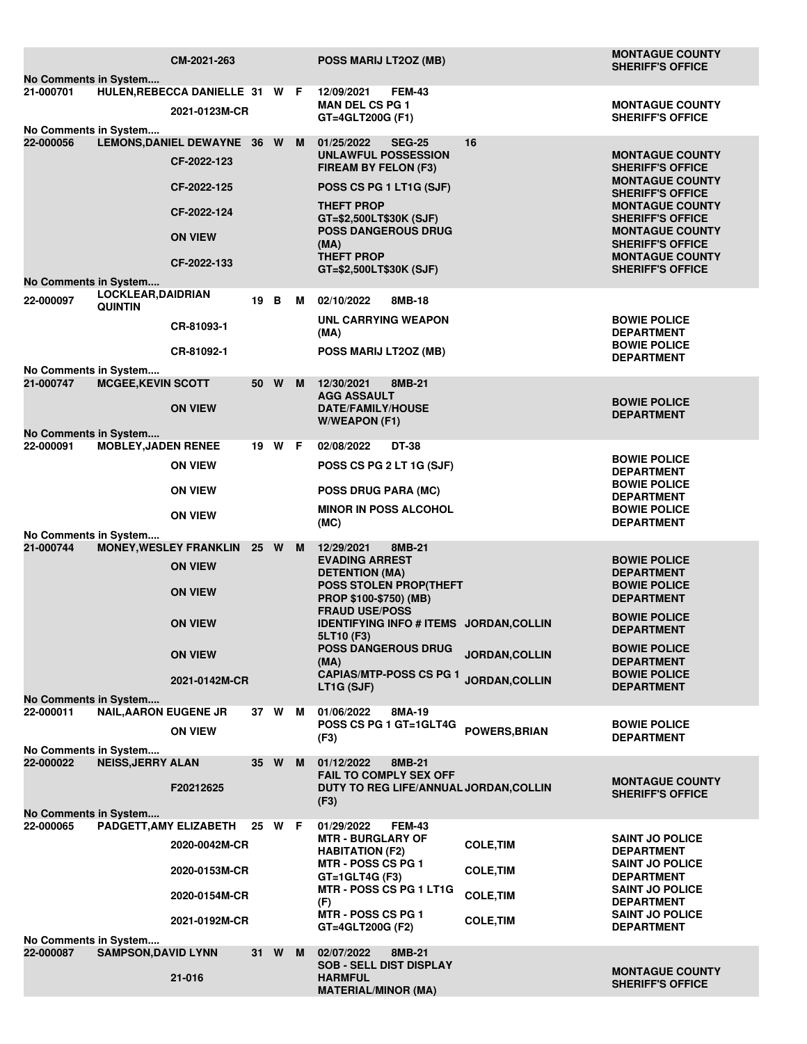| | | | | | | | | |
|---|---|---|---|---|---|---|---|---|
| | | CM-2021-263 | | | | POSS MARIJ LT2OZ (MB) | | MONTAGUE COUNTY SHERIFF'S OFFICE |
| No Comments in System.... | | | | | | | | |
| 21-000701 | HULEN,REBECCA DANIELLE | | 31 | W | F | 12/09/2021 FEM-43 | | |
| | | 2021-0123M-CR | | | | MAN DEL CS PG 1 GT=4GLT200G (F1) | | MONTAGUE COUNTY SHERIFF'S OFFICE |
| No Comments in System.... | | | | | | | | |
| 22-000056 | LEMONS,DANIEL DEWAYNE | | 36 | W | M | 01/25/2022 SEG-25 | 16 | |
| | | CF-2022-123 | | | | UNLAWFUL POSSESSION FIREAM BY FELON (F3) | | MONTAGUE COUNTY SHERIFF'S OFFICE |
| | | CF-2022-125 | | | | POSS CS PG 1 LT1G (SJF) | | MONTAGUE COUNTY SHERIFF'S OFFICE |
| | | CF-2022-124 | | | | THEFT PROP GT=$2,500LT$30K (SJF) | | MONTAGUE COUNTY SHERIFF'S OFFICE |
| | | ON VIEW | | | | POSS DANGEROUS DRUG (MA) | | MONTAGUE COUNTY SHERIFF'S OFFICE |
| | | CF-2022-133 | | | | THEFT PROP GT=$2,500LT$30K (SJF) | | MONTAGUE COUNTY SHERIFF'S OFFICE |
| No Comments in System.... | | | | | | | | |
| 22-000097 | LOCKLEAR,DAIDRIAN QUINTIN | | 19 | B | M | 02/10/2022 8MB-18 | | |
| | | CR-81093-1 | | | | UNL CARRYING WEAPON (MA) | | BOWIE POLICE DEPARTMENT |
| | | CR-81092-1 | | | | POSS MARIJ LT2OZ (MB) | | BOWIE POLICE DEPARTMENT |
| No Comments in System.... | | | | | | | | |
| 21-000747 | MCGEE,KEVIN SCOTT | | 50 | W | M | 12/30/2021 8MB-21 | | |
| | | ON VIEW | | | | AGG ASSAULT DATE/FAMILY/HOUSE W/WEAPON (F1) | | BOWIE POLICE DEPARTMENT |
| No Comments in System.... | | | | | | | | |
| 22-000091 | MOBLEY,JADEN RENEE | | 19 | W | F | 02/08/2022 DT-38 | | |
| | | ON VIEW | | | | POSS CS PG 2 LT 1G (SJF) | | BOWIE POLICE DEPARTMENT |
| | | ON VIEW | | | | POSS DRUG PARA (MC) | | BOWIE POLICE DEPARTMENT |
| | | ON VIEW | | | | MINOR IN POSS ALCOHOL (MC) | | BOWIE POLICE DEPARTMENT |
| No Comments in System.... | | | | | | | | |
| 21-000744 | MONEY,WESLEY FRANKLIN | | 25 | W | M | 12/29/2021 8MB-21 | | |
| | | ON VIEW | | | | EVADING ARREST DETENTION (MA) | | BOWIE POLICE DEPARTMENT |
| | | ON VIEW | | | | POSS STOLEN PROP(THEFT PROP $100-$750) (MB) | | BOWIE POLICE DEPARTMENT |
| | | ON VIEW | | | | FRAUD USE/POSS IDENTIFYING INFO # ITEMS 5LT10 (F3) | JORDAN,COLLIN | BOWIE POLICE DEPARTMENT |
| | | ON VIEW | | | | POSS DANGEROUS DRUG (MA) | JORDAN,COLLIN | BOWIE POLICE DEPARTMENT |
| | | 2021-0142M-CR | | | | CAPIAS/MTP-POSS CS PG 1 LT1G (SJF) | JORDAN,COLLIN | BOWIE POLICE DEPARTMENT |
| No Comments in System.... | | | | | | | | |
| 22-000011 | NAIL,AARON EUGENE JR | | 37 | W | M | 01/06/2022 8MA-19 | | |
| | | ON VIEW | | | | POSS CS PG 1 GT=1GLT4G (F3) | POWERS,BRIAN | BOWIE POLICE DEPARTMENT |
| No Comments in System.... | | | | | | | | |
| 22-000022 | NEISS,JERRY ALAN | | 35 | W | M | 01/12/2022 8MB-21 | | |
| | | F20212625 | | | | FAIL TO COMPLY SEX OFF DUTY TO REG LIFE/ANNUAL (F3) | JORDAN,COLLIN | MONTAGUE COUNTY SHERIFF'S OFFICE |
| No Comments in System.... | | | | | | | | |
| 22-000065 | PADGETT,AMY ELIZABETH | | 25 | W | F | 01/29/2022 FEM-43 | | |
| | | 2020-0042M-CR | | | | MTR - BURGLARY OF HABITATION (F2) | COLE,TIM | SAINT JO POLICE DEPARTMENT |
| | | 2020-0153M-CR | | | | MTR - POSS CS PG 1 GT=1GLT4G (F3) | COLE,TIM | SAINT JO POLICE DEPARTMENT |
| | | 2020-0154M-CR | | | | MTR - POSS CS PG 1 LT1G (F) | COLE,TIM | SAINT JO POLICE DEPARTMENT |
| | | 2021-0192M-CR | | | | MTR - POSS CS PG 1 GT=4GLT200G (F2) | COLE,TIM | SAINT JO POLICE DEPARTMENT |
| No Comments in System.... | | | | | | | | |
| 22-000087 | SAMPSON,DAVID LYNN | | 31 | W | M | 02/07/2022 8MB-21 | | |
| | | 21-016 | | | | SOB - SELL DIST DISPLAY HARMFUL MATERIAL/MINOR (MA) | | MONTAGUE COUNTY SHERIFF'S OFFICE |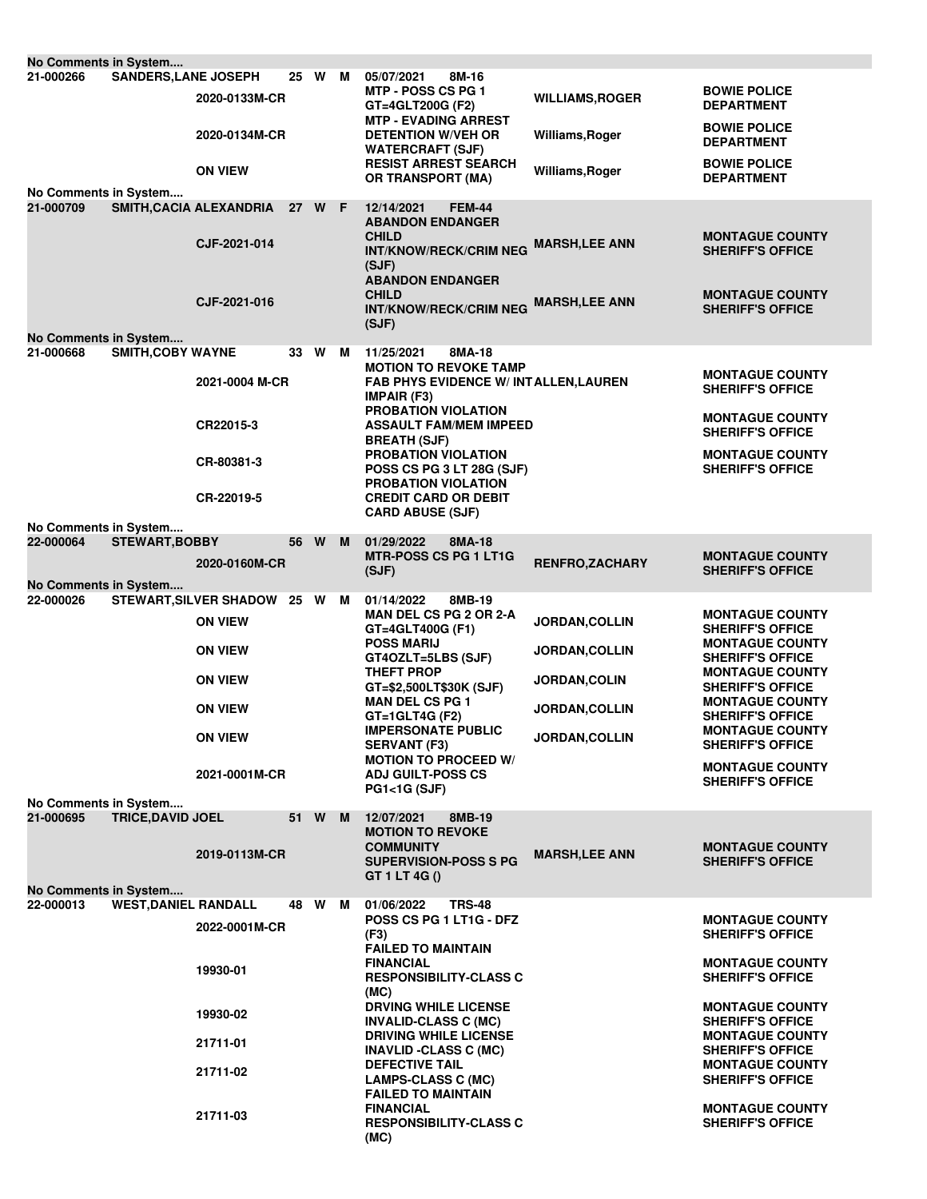| | | | | | | | | |
|---|---|---|---|---|---|---|---|---|
| No Comments in System.... | | | | | | | | |
| 21-000266 | SANDERS,LANE JOSEPH | | 25 | W | M | 05/07/2021 8M-16 | | |
| | | 2020-0133M-CR | | | | MTP - POSS CS PG 1 GT=4GLT200G (F2) | WILLIAMS,ROGER | BOWIE POLICE DEPARTMENT |
| | | 2020-0134M-CR | | | | MTP - EVADING ARREST DETENTION W/VEH OR WATERCRAFT (SJF) | Williams,Roger | BOWIE POLICE DEPARTMENT |
| | | ON VIEW | | | | RESIST ARREST SEARCH OR TRANSPORT (MA) | Williams,Roger | BOWIE POLICE DEPARTMENT |
| No Comments in System.... | | | | | | | | |
| 21-000709 | SMITH,CACIA ALEXANDRIA | | 27 | W | F | 12/14/2021 FEM-44 | | |
| | | CJF-2021-014 | | | | ABANDON ENDANGER CHILD INT/KNOW/RECK/CRIM NEG (SJF) | MARSH,LEE ANN | MONTAGUE COUNTY SHERIFF'S OFFICE |
| | | CJF-2021-016 | | | | ABANDON ENDANGER CHILD INT/KNOW/RECK/CRIM NEG (SJF) | MARSH,LEE ANN | MONTAGUE COUNTY SHERIFF'S OFFICE |
| No Comments in System.... | | | | | | | | |
| 21-000668 | SMITH,COBY WAYNE | | 33 | W | M | 11/25/2021 8MA-18 | | |
| | | 2021-0004 M-CR | | | | MOTION TO REVOKE TAMP FAB PHYS EVIDENCE W/ INT IMPAIR (F3) | ALLEN,LAUREN | MONTAGUE COUNTY SHERIFF'S OFFICE |
| | | CR22015-3 | | | | PROBATION VIOLATION ASSAULT FAM/MEM IMPEED BREATH (SJF) | | MONTAGUE COUNTY SHERIFF'S OFFICE |
| | | CR-80381-3 | | | | PROBATION VIOLATION POSS CS PG 3 LT 28G (SJF) | | MONTAGUE COUNTY SHERIFF'S OFFICE |
| | | CR-22019-5 | | | | PROBATION VIOLATION CREDIT CARD OR DEBIT CARD ABUSE (SJF) | | |
| No Comments in System.... | | | | | | | | |
| 22-000064 | STEWART,BOBBY | | 56 | W | M | 01/29/2022 8MA-18 | | |
| | | 2020-0160M-CR | | | | MTR-POSS CS PG 1 LT1G (SJF) | RENFRO,ZACHARY | MONTAGUE COUNTY SHERIFF'S OFFICE |
| No Comments in System.... | | | | | | | | |
| 22-000026 | STEWART,SILVER SHADOW | | 25 | W | M | 01/14/2022 8MB-19 | | |
| | | ON VIEW | | | | MAN DEL CS PG 2 OR 2-A GT=4GLT400G (F1) | JORDAN,COLLIN | MONTAGUE COUNTY SHERIFF'S OFFICE |
| | | ON VIEW | | | | POSS MARIJ GT4OZLT=5LBS (SJF) | JORDAN,COLLIN | MONTAGUE COUNTY SHERIFF'S OFFICE |
| | | ON VIEW | | | | THEFT PROP GT=$2,500LT$30K (SJF) | JORDAN,COLIN | MONTAGUE COUNTY SHERIFF'S OFFICE |
| | | ON VIEW | | | | MAN DEL CS PG 1 GT=1GLT4G (F2) | JORDAN,COLLIN | MONTAGUE COUNTY SHERIFF'S OFFICE |
| | | ON VIEW | | | | IMPERSONATE PUBLIC SERVANT (F3) | JORDAN,COLLIN | MONTAGUE COUNTY SHERIFF'S OFFICE |
| | | 2021-0001M-CR | | | | MOTION TO PROCEED W/ ADJ GUILT-POSS CS PG1<1G (SJF) | | MONTAGUE COUNTY SHERIFF'S OFFICE |
| No Comments in System.... | | | | | | | | |
| 21-000695 | TRICE,DAVID JOEL | | 51 | W | M | 12/07/2021 8MB-19 | | |
| | | 2019-0113M-CR | | | | MOTION TO REVOKE COMMUNITY SUPERVISION-POSS S PG GT 1 LT 4G () | MARSH,LEE ANN | MONTAGUE COUNTY SHERIFF'S OFFICE |
| No Comments in System.... | | | | | | | | |
| 22-000013 | WEST,DANIEL RANDALL | | 48 | W | M | 01/06/2022 TRS-48 | | |
| | | 2022-0001M-CR | | | | POSS CS PG 1 LT1G - DFZ (F3) | | MONTAGUE COUNTY SHERIFF'S OFFICE |
| | | 19930-01 | | | | FAILED TO MAINTAIN FINANCIAL RESPONSIBILITY-CLASS C (MC) | | MONTAGUE COUNTY SHERIFF'S OFFICE |
| | | 19930-02 | | | | DRVING WHILE LICENSE INVALID-CLASS C (MC) | | MONTAGUE COUNTY SHERIFF'S OFFICE |
| | | 21711-01 | | | | DRIVING WHILE LICENSE INAVLID -CLASS C (MC) | | MONTAGUE COUNTY SHERIFF'S OFFICE |
| | | 21711-02 | | | | DEFECTIVE TAIL LAMPS-CLASS C (MC) | | MONTAGUE COUNTY SHERIFF'S OFFICE |
| | | 21711-03 | | | | FAILED TO MAINTAIN FINANCIAL RESPONSIBILITY-CLASS C (MC) | | MONTAGUE COUNTY SHERIFF'S OFFICE |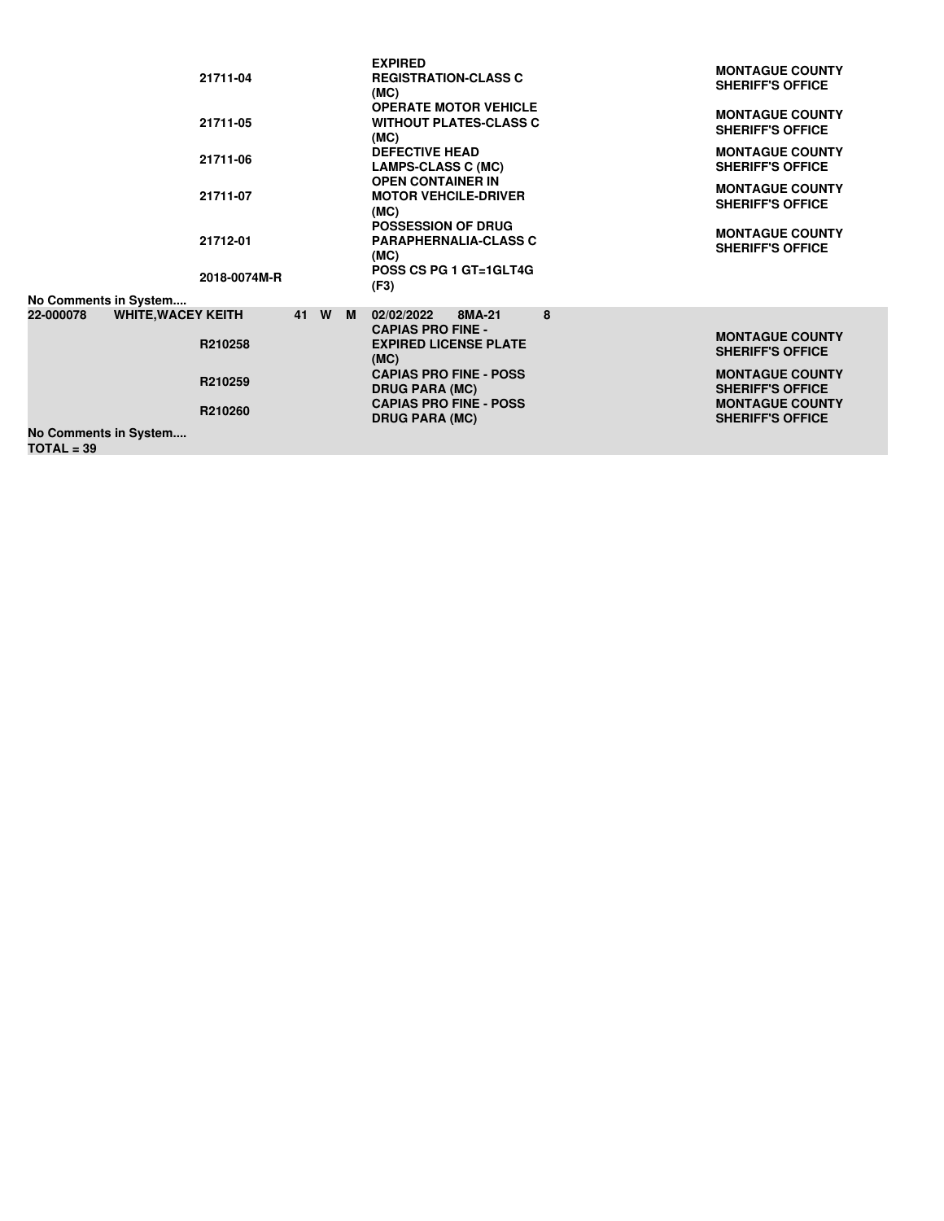| | | | | | | | | | |
|---|---|---|---|---|---|---|---|---|---|
| | | 21711-04 | | | | EXPIRED REGISTRATION-CLASS C (MC) | | | MONTAGUE COUNTY SHERIFF'S OFFICE |
| | | 21711-05 | | | | OPERATE MOTOR VEHICLE WITHOUT PLATES-CLASS C (MC) | | | MONTAGUE COUNTY SHERIFF'S OFFICE |
| | | 21711-06 | | | | DEFECTIVE HEAD LAMPS-CLASS C (MC) | | | MONTAGUE COUNTY SHERIFF'S OFFICE |
| | | 21711-07 | | | | OPEN CONTAINER IN MOTOR VEHCILE-DRIVER (MC) | | | MONTAGUE COUNTY SHERIFF'S OFFICE |
| | | 21712-01 | | | | POSSESSION OF DRUG PARAPHERNALIA-CLASS C (MC) | | | MONTAGUE COUNTY SHERIFF'S OFFICE |
| | | 2018-0074M-R | | | | POSS CS PG 1 GT=1GLT4G (F3) | | | |
| No Comments in System.... | | | | | | | | | |
| 22-000078 | WHITE,WACEY KEITH | | 41 | W | M | 02/02/2022 | 8MA-21 | 8 | |
| | | R210258 | | | | CAPIAS PRO FINE - EXPIRED LICENSE PLATE (MC) | | | MONTAGUE COUNTY SHERIFF'S OFFICE |
| | | R210259 | | | | CAPIAS PRO FINE - POSS DRUG PARA (MC) | | | MONTAGUE COUNTY SHERIFF'S OFFICE |
| | | R210260 | | | | CAPIAS PRO FINE - POSS DRUG PARA (MC) | | | MONTAGUE COUNTY SHERIFF'S OFFICE |
| No Comments in System.... | | | | | | | | | |

**TOTAL = 39**